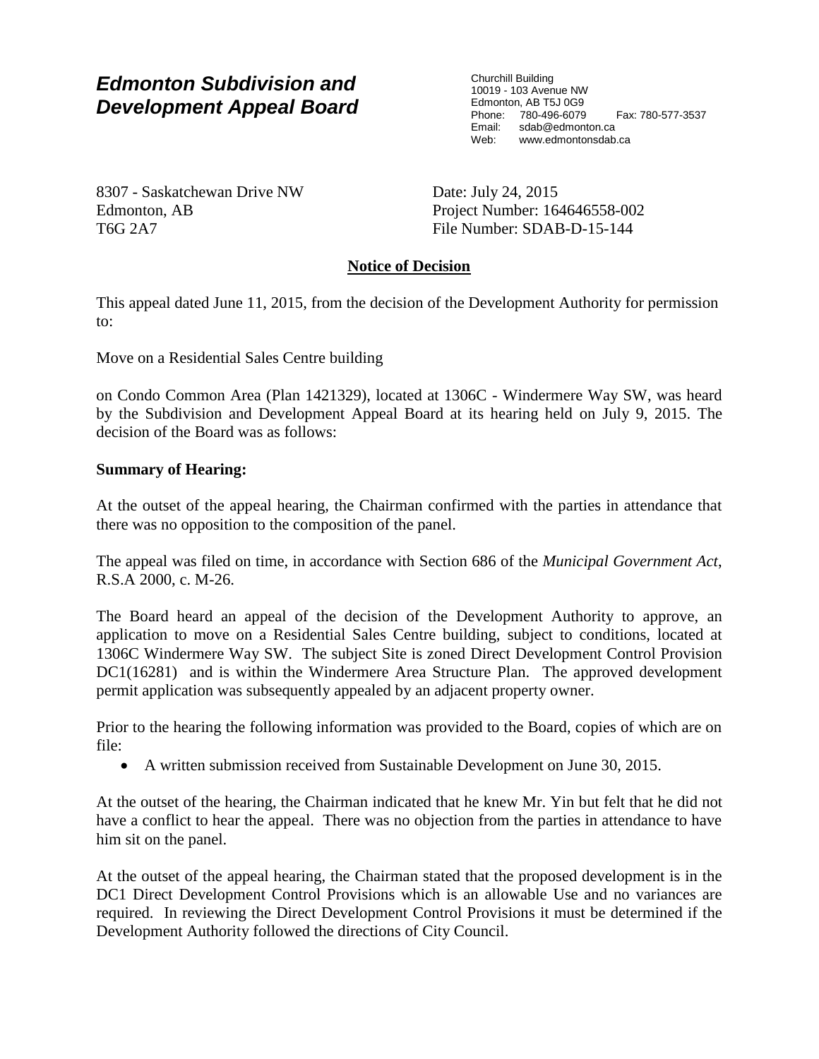# *Edmonton Subdivision and Development Appeal Board*

Churchill Building
10019 - 103 Avenue NW
Edmonton, AB T5J 0G9
Phone: 780-496-6079 Fax: 780-577-3537
Email: sdab@edmonton.ca
Web: www.edmontonsdab.ca

8307 - Saskatchewan Drive NW
Edmonton, AB
T6G 2A7

Date: July 24, 2015
Project Number: 164646558-002
File Number: SDAB-D-15-144

## Notice of Decision

This appeal dated June 11, 2015, from the decision of the Development Authority for permission to:

Move on a Residential Sales Centre building

on Condo Common Area (Plan 1421329), located at 1306C - Windermere Way SW, was heard by the Subdivision and Development Appeal Board at its hearing held on July 9, 2015. The decision of the Board was as follows:

**Summary of Hearing:**

At the outset of the appeal hearing, the Chairman confirmed with the parties in attendance that there was no opposition to the composition of the panel.

The appeal was filed on time, in accordance with Section 686 of the *Municipal Government Act*, R.S.A 2000, c. M-26.

The Board heard an appeal of the decision of the Development Authority to approve, an application to move on a Residential Sales Centre building, subject to conditions, located at 1306C Windermere Way SW. The subject Site is zoned Direct Development Control Provision DC1(16281) and is within the Windermere Area Structure Plan. The approved development permit application was subsequently appealed by an adjacent property owner.

Prior to the hearing the following information was provided to the Board, copies of which are on file:

- A written submission received from Sustainable Development on June 30, 2015.

At the outset of the hearing, the Chairman indicated that he knew Mr. Yin but felt that he did not have a conflict to hear the appeal. There was no objection from the parties in attendance to have him sit on the panel.

At the outset of the appeal hearing, the Chairman stated that the proposed development is in the DC1 Direct Development Control Provisions which is an allowable Use and no variances are required. In reviewing the Direct Development Control Provisions it must be determined if the Development Authority followed the directions of City Council.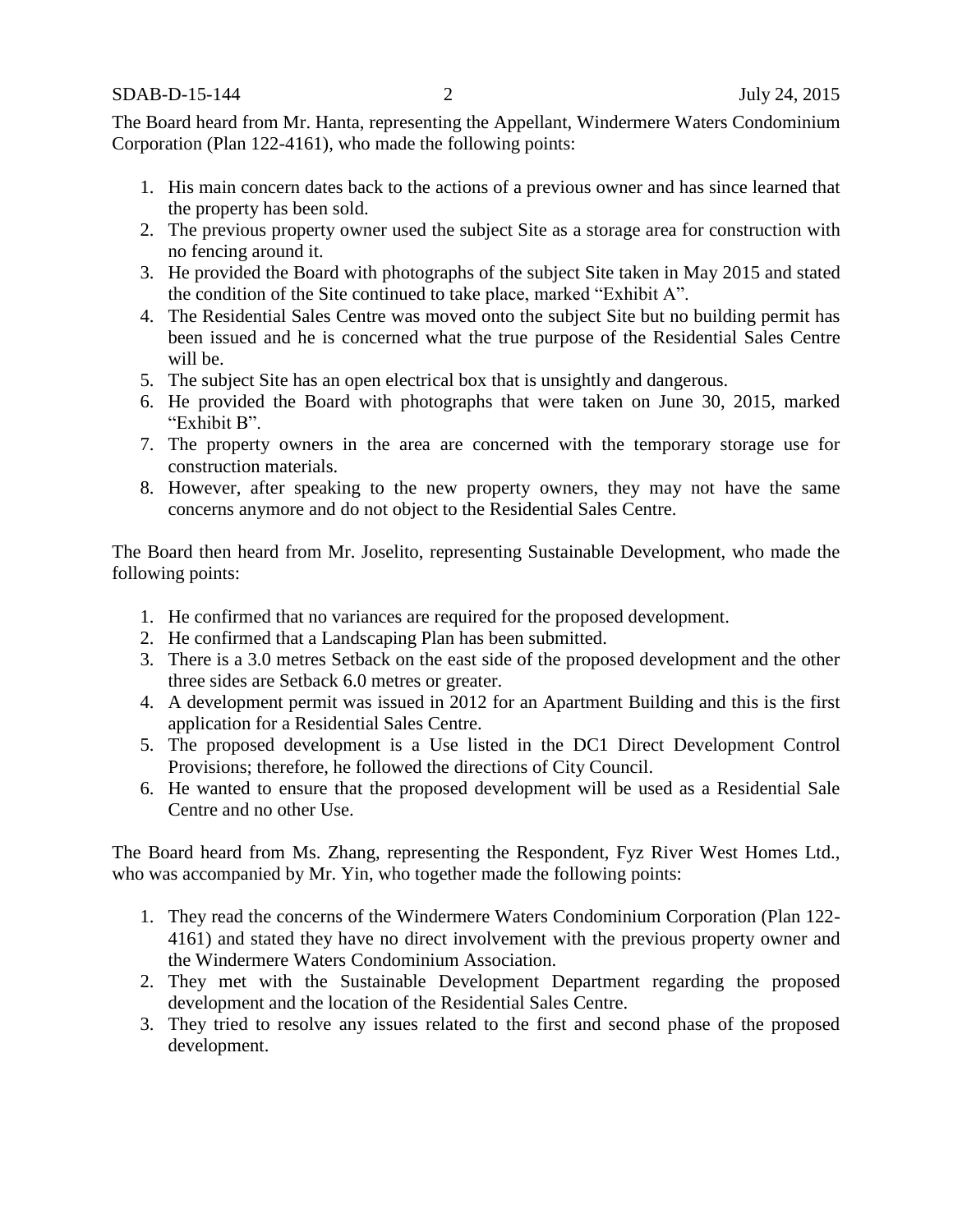The Board heard from Mr. Hanta, representing the Appellant, Windermere Waters Condominium Corporation (Plan 122-4161), who made the following points:

1. His main concern dates back to the actions of a previous owner and has since learned that the property has been sold.
2. The previous property owner used the subject Site as a storage area for construction with no fencing around it.
3. He provided the Board with photographs of the subject Site taken in May 2015 and stated the condition of the Site continued to take place, marked "Exhibit A".
4. The Residential Sales Centre was moved onto the subject Site but no building permit has been issued and he is concerned what the true purpose of the Residential Sales Centre will be.
5. The subject Site has an open electrical box that is unsightly and dangerous.
6. He provided the Board with photographs that were taken on June 30, 2015, marked "Exhibit B".
7. The property owners in the area are concerned with the temporary storage use for construction materials.
8. However, after speaking to the new property owners, they may not have the same concerns anymore and do not object to the Residential Sales Centre.

The Board then heard from Mr. Joselito, representing Sustainable Development, who made the following points:

1. He confirmed that no variances are required for the proposed development.
2. He confirmed that a Landscaping Plan has been submitted.
3. There is a 3.0 metres Setback on the east side of the proposed development and the other three sides are Setback 6.0 metres or greater.
4. A development permit was issued in 2012 for an Apartment Building and this is the first application for a Residential Sales Centre.
5. The proposed development is a Use listed in the DC1 Direct Development Control Provisions; therefore, he followed the directions of City Council.
6. He wanted to ensure that the proposed development will be used as a Residential Sale Centre and no other Use.

The Board heard from Ms. Zhang, representing the Respondent, Fyz River West Homes Ltd., who was accompanied by Mr. Yin, who together made the following points:

1. They read the concerns of the Windermere Waters Condominium Corporation (Plan 122-4161) and stated they have no direct involvement with the previous property owner and the Windermere Waters Condominium Association.
2. They met with the Sustainable Development Department regarding the proposed development and the location of the Residential Sales Centre.
3. They tried to resolve any issues related to the first and second phase of the proposed development.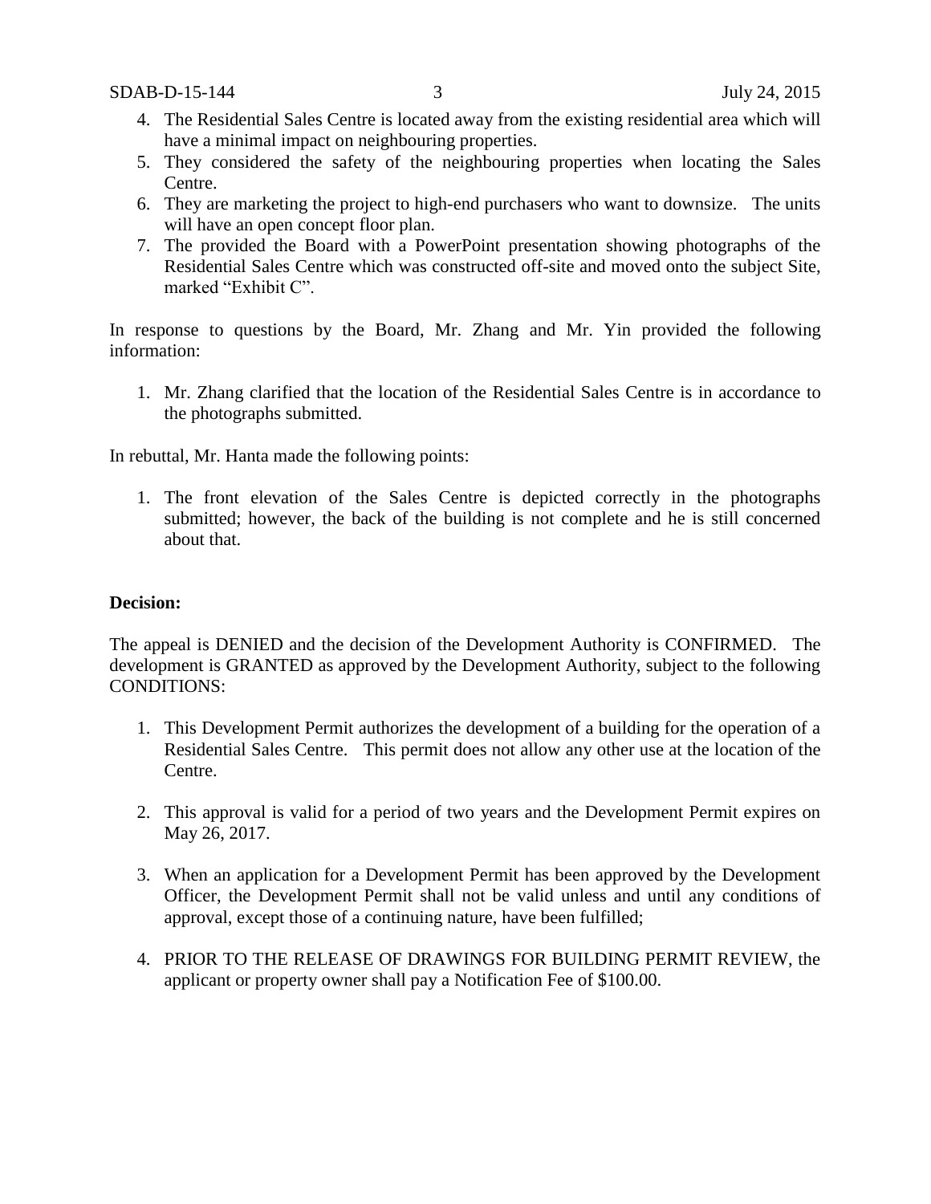4. The Residential Sales Centre is located away from the existing residential area which will have a minimal impact on neighbouring properties.
5. They considered the safety of the neighbouring properties when locating the Sales Centre.
6. They are marketing the project to high-end purchasers who want to downsize. The units will have an open concept floor plan.
7. The provided the Board with a PowerPoint presentation showing photographs of the Residential Sales Centre which was constructed off-site and moved onto the subject Site, marked "Exhibit C".

In response to questions by the Board, Mr. Zhang and Mr. Yin provided the following information:

1. Mr. Zhang clarified that the location of the Residential Sales Centre is in accordance to the photographs submitted.

In rebuttal, Mr. Hanta made the following points:

1. The front elevation of the Sales Centre is depicted correctly in the photographs submitted; however, the back of the building is not complete and he is still concerned about that.

**Decision:**

The appeal is DENIED and the decision of the Development Authority is CONFIRMED. The development is GRANTED as approved by the Development Authority, subject to the following CONDITIONS:

1. This Development Permit authorizes the development of a building for the operation of a Residential Sales Centre. This permit does not allow any other use at the location of the Centre.

2. This approval is valid for a period of two years and the Development Permit expires on May 26, 2017.

3. When an application for a Development Permit has been approved by the Development Officer, the Development Permit shall not be valid unless and until any conditions of approval, except those of a continuing nature, have been fulfilled;

4. PRIOR TO THE RELEASE OF DRAWINGS FOR BUILDING PERMIT REVIEW, the applicant or property owner shall pay a Notification Fee of $100.00.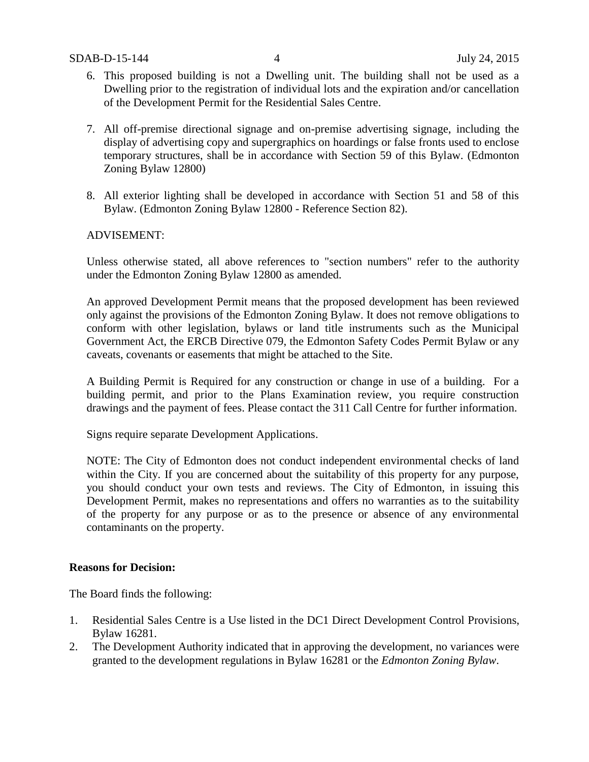6. This proposed building is not a Dwelling unit. The building shall not be used as a Dwelling prior to the registration of individual lots and the expiration and/or cancellation of the Development Permit for the Residential Sales Centre.

7. All off-premise directional signage and on-premise advertising signage, including the display of advertising copy and supergraphics on hoardings or false fronts used to enclose temporary structures, shall be in accordance with Section 59 of this Bylaw. (Edmonton Zoning Bylaw 12800)

8. All exterior lighting shall be developed in accordance with Section 51 and 58 of this Bylaw. (Edmonton Zoning Bylaw 12800 - Reference Section 82).

ADVISEMENT:

Unless otherwise stated, all above references to "section numbers" refer to the authority under the Edmonton Zoning Bylaw 12800 as amended.

An approved Development Permit means that the proposed development has been reviewed only against the provisions of the Edmonton Zoning Bylaw. It does not remove obligations to conform with other legislation, bylaws or land title instruments such as the Municipal Government Act, the ERCB Directive 079, the Edmonton Safety Codes Permit Bylaw or any caveats, covenants or easements that might be attached to the Site.

A Building Permit is Required for any construction or change in use of a building. For a building permit, and prior to the Plans Examination review, you require construction drawings and the payment of fees. Please contact the 311 Call Centre for further information.

Signs require separate Development Applications.

NOTE: The City of Edmonton does not conduct independent environmental checks of land within the City. If you are concerned about the suitability of this property for any purpose, you should conduct your own tests and reviews. The City of Edmonton, in issuing this Development Permit, makes no representations and offers no warranties as to the suitability of the property for any purpose or as to the presence or absence of any environmental contaminants on the property.

**Reasons for Decision:**

The Board finds the following:

1. Residential Sales Centre is a Use listed in the DC1 Direct Development Control Provisions, Bylaw 16281.
2. The Development Authority indicated that in approving the development, no variances were granted to the development regulations in Bylaw 16281 or the *Edmonton Zoning Bylaw*.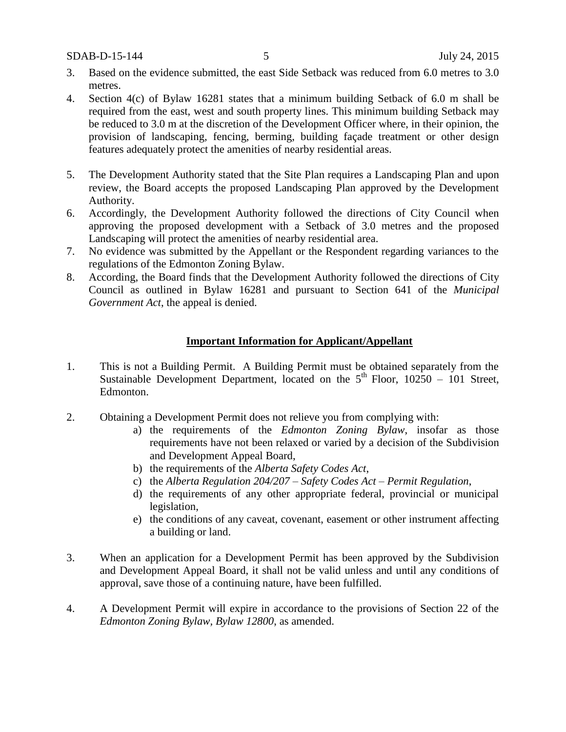3. Based on the evidence submitted, the east Side Setback was reduced from 6.0 metres to 3.0 metres.
4. Section 4(c) of Bylaw 16281 states that a minimum building Setback of 6.0 m shall be required from the east, west and south property lines. This minimum building Setback may be reduced to 3.0 m at the discretion of the Development Officer where, in their opinion, the provision of landscaping, fencing, berming, building façade treatment or other design features adequately protect the amenities of nearby residential areas.
5. The Development Authority stated that the Site Plan requires a Landscaping Plan and upon review, the Board accepts the proposed Landscaping Plan approved by the Development Authority.
6. Accordingly, the Development Authority followed the directions of City Council when approving the proposed development with a Setback of 3.0 metres and the proposed Landscaping will protect the amenities of nearby residential area.
7. No evidence was submitted by the Appellant or the Respondent regarding variances to the regulations of the Edmonton Zoning Bylaw.
8. According, the Board finds that the Development Authority followed the directions of City Council as outlined in Bylaw 16281 and pursuant to Section 641 of the *Municipal Government Act*, the appeal is denied.

## **Important Information for Applicant/Appellant**

1. This is not a Building Permit. A Building Permit must be obtained separately from the Sustainable Development Department, located on the 5th Floor, 10250 – 101 Street, Edmonton.

2. Obtaining a Development Permit does not relieve you from complying with:
   a) the requirements of the *Edmonton Zoning Bylaw*, insofar as those requirements have not been relaxed or varied by a decision of the Subdivision and Development Appeal Board,
   b) the requirements of the *Alberta Safety Codes Act*,
   c) the *Alberta Regulation 204/207 – Safety Codes Act – Permit Regulation*,
   d) the requirements of any other appropriate federal, provincial or municipal legislation,
   e) the conditions of any caveat, covenant, easement or other instrument affecting a building or land.

3. When an application for a Development Permit has been approved by the Subdivision and Development Appeal Board, it shall not be valid unless and until any conditions of approval, save those of a continuing nature, have been fulfilled.

4. A Development Permit will expire in accordance to the provisions of Section 22 of the *Edmonton Zoning Bylaw, Bylaw 12800*, as amended.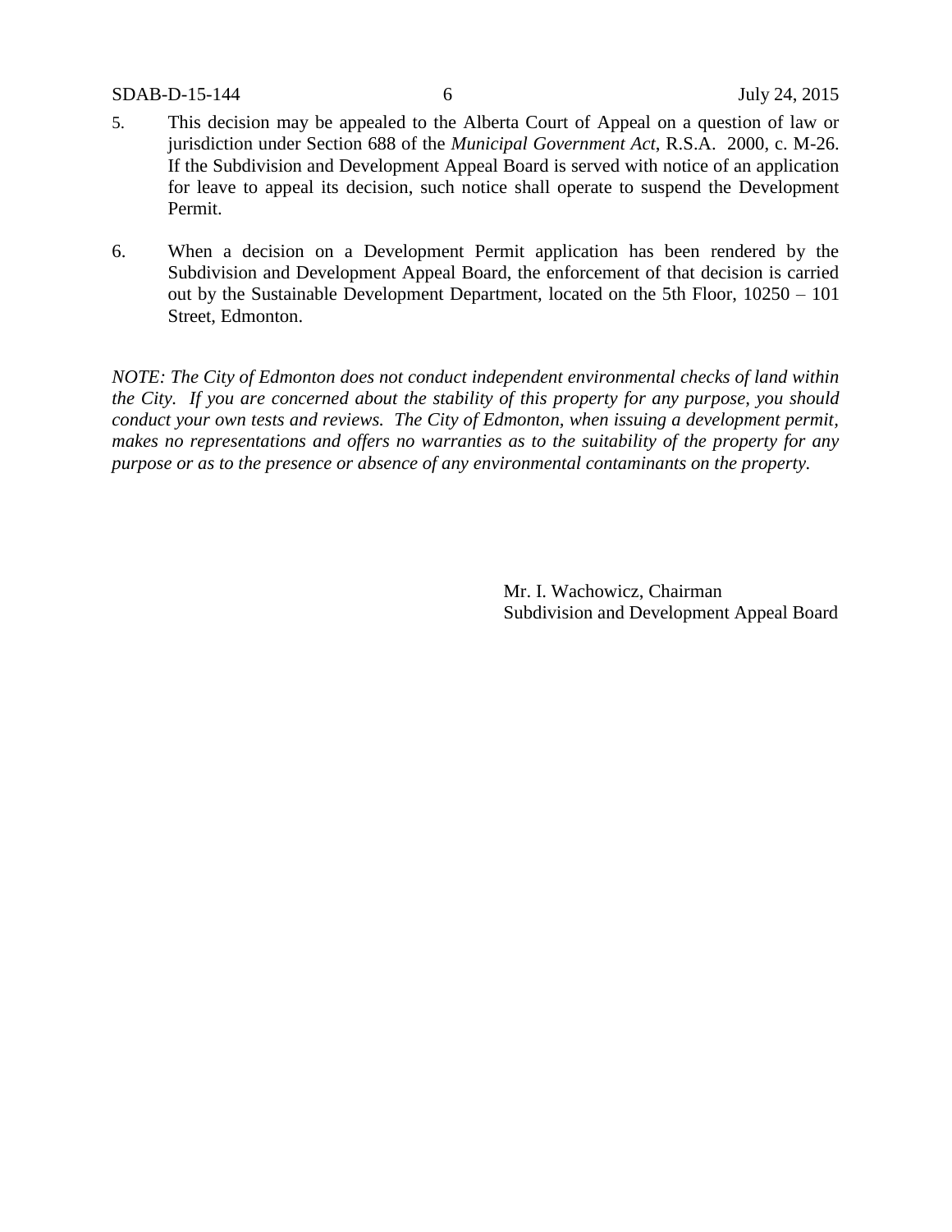5. This decision may be appealed to the Alberta Court of Appeal on a question of law or jurisdiction under Section 688 of the *Municipal Government Act*, R.S.A. 2000, c. M-26. If the Subdivision and Development Appeal Board is served with notice of an application for leave to appeal its decision, such notice shall operate to suspend the Development Permit.

6. When a decision on a Development Permit application has been rendered by the Subdivision and Development Appeal Board, the enforcement of that decision is carried out by the Sustainable Development Department, located on the 5th Floor, 10250 – 101 Street, Edmonton.

*NOTE: The City of Edmonton does not conduct independent environmental checks of land within the City. If you are concerned about the stability of this property for any purpose, you should conduct your own tests and reviews. The City of Edmonton, when issuing a development permit, makes no representations and offers no warranties as to the suitability of the property for any purpose or as to the presence or absence of any environmental contaminants on the property.*

Mr. I. Wachowicz, Chairman
Subdivision and Development Appeal Board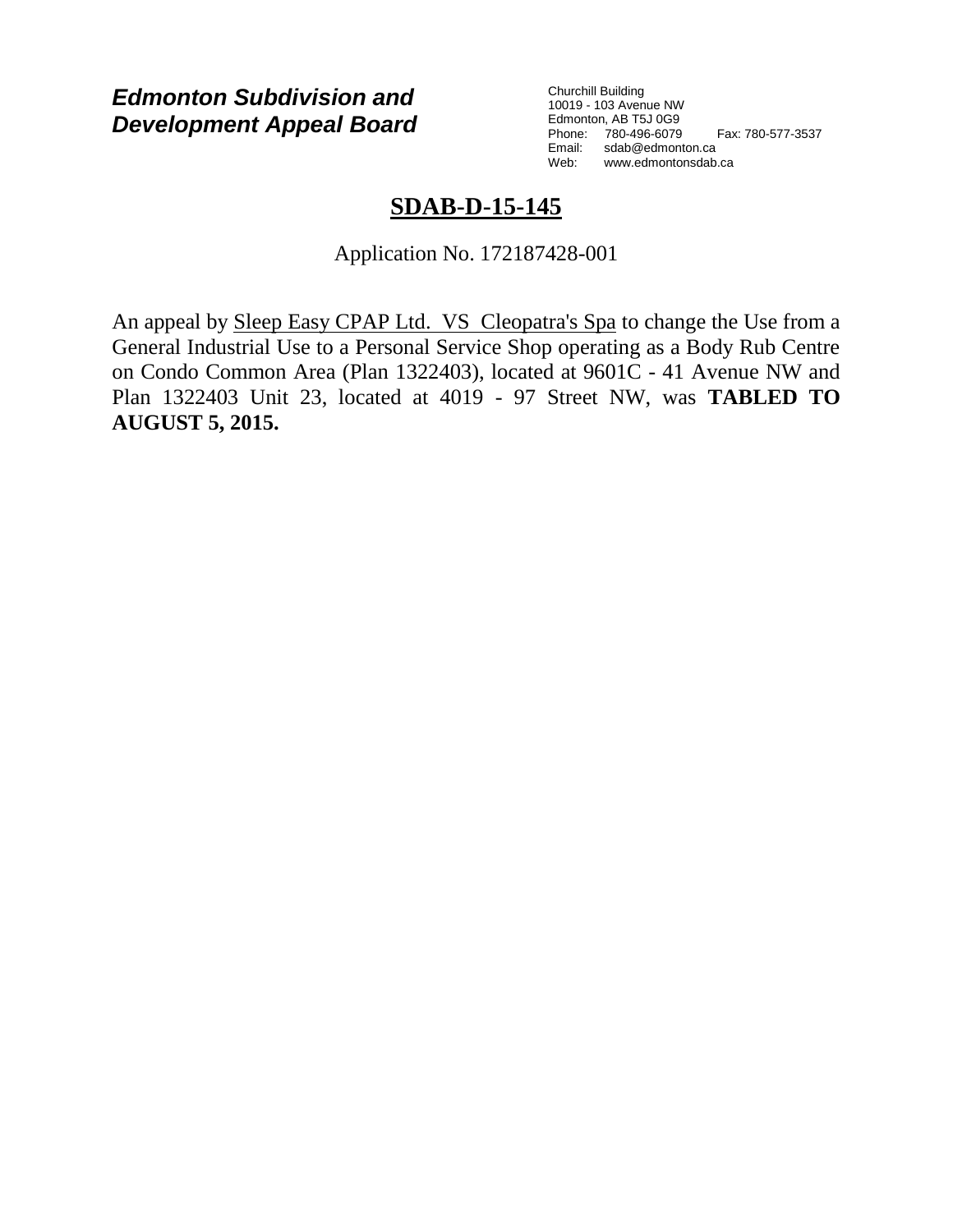***Edmonton Subdivision and Development Appeal Board***

Churchill Building
10019 - 103 Avenue NW
Edmonton, AB T5J 0G9
Phone: 780-496-6079 Fax: 780-577-3537
Email: sdab@edmonton.ca
Web: www.edmontonsdab.ca

# SDAB-D-15-145

Application No. 172187428-001

An appeal by Sleep Easy CPAP Ltd. VS Cleopatra's Spa to change the Use from a General Industrial Use to a Personal Service Shop operating as a Body Rub Centre on Condo Common Area (Plan 1322403), located at 9601C - 41 Avenue NW and Plan 1322403 Unit 23, located at 4019 - 97 Street NW, was **TABLED TO AUGUST 5, 2015.**